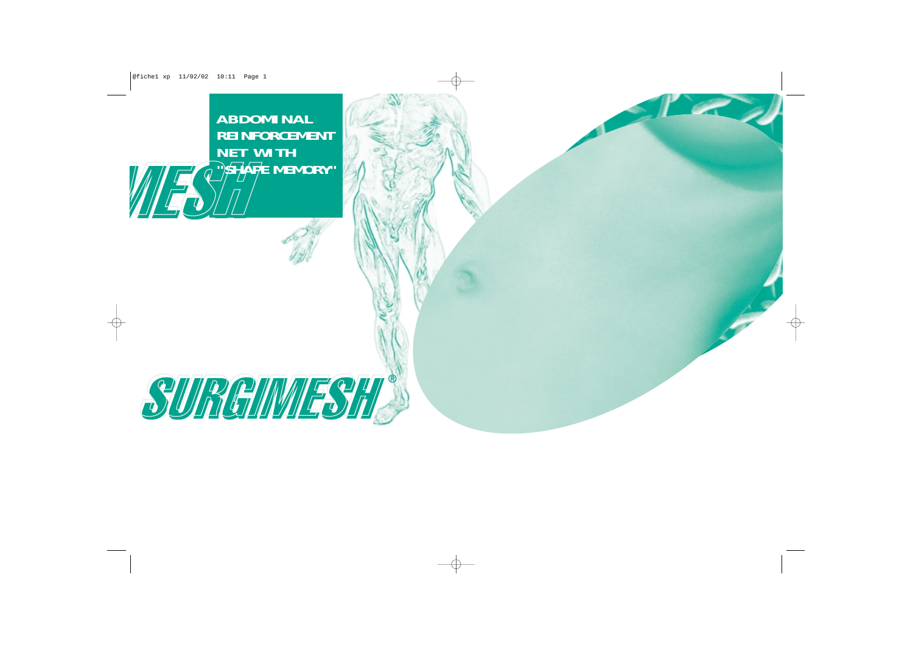# ABDOMINAL REINFORCEMENT NET WITH "SHAPE MEMORY"

# SURGIMESH®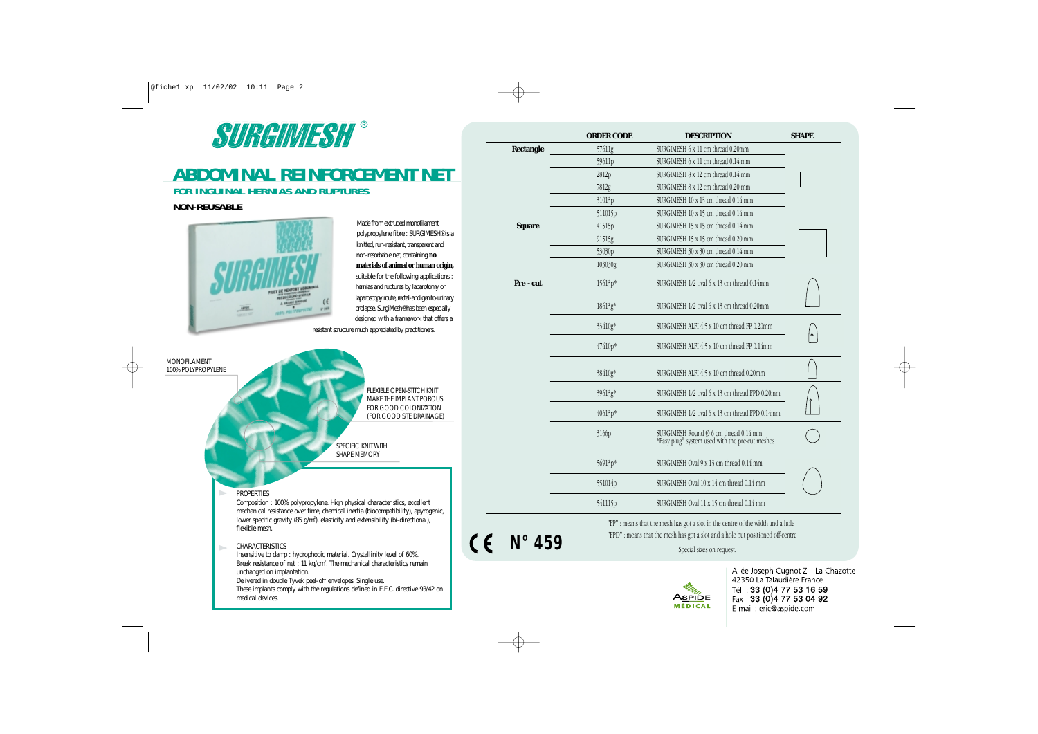# SURGIMESH®

## ABDOMINAL REINFORCEMENT NET

### FOR INGUINAL HERNIAS AND RUPTURES

**NON-REUSABLE**

Made from extruded monofilament polypropylene fibre : SURGIMESH® is a knitted, run-resistant, transparent and non-resorbable net, containing **no materials of animal or human origin,** suitable for the following applications : hernias and ruptures by laparotomy or laparoscopy route, rectal-and genito-urinary prolapse. SurgiMesh® has been especially designed with a framework that offers a resistant structure much appreciated by practitioners.

MONOFILAMENT
100% POLYPROPYLENE

FLEXIBLE OPEN-STITCH KNIT MAKE THE IMPLANT POROUS FOR GOOD COLONIZATION (FOR GOOD SITE DRAINAGE)

SPECIFIC KNIT WITH SHAPE MEMORY

**PROPERTIES**

Composition : 100% polypropylene. High physical characteristics, excellent mechanical resistance over time, chemical inertia (biocompatibility), apyrogenic, lower specific gravity (85 g/m²), elasticity and extensibility (bi-directional), flexible mesh.

**CHARACTERISTICS**

Insensitive to damp : hydrophobic material. Crystallinity level of 60%.
Break resistance of net : 11 kg/cm². The mechanical characteristics remain unchanged on implantation.
Delivered in double Tyvek peel-off envelopes. Single use.
These implants comply with the regulations defined in E.E.C. directive 93/42 on medical devices.

| | ORDER CODE | DESCRIPTION | SHAPE |
|---|---|---|---|
| **Rectangle** | 57611g | SURGIMESH 6 x 11 cm thread 0.20mm | |
| | 59611p | SURGIMESH 6 x 11 cm thread 0.14 mm | |
| | 2812p | SURGIMESH 8 x 12 cm thread 0.14 mm | |
| | 7812g | SURGIMESH 8 x 12 cm thread 0.20 mm | |
| | 31013p | SURGIMESH 10 x 13 cm thread 0.14 mm | |
| | 511015p | SURGIMESH 10 x 15 cm thread 0.14 mm | |
| **Square** | 41515p | SURGIMESH 15 x 15 cm thread 0.14 mm | |
| | 91515g | SURGIMESH 15 x 15 cm thread 0.20 mm | |
| | 53030p | SURGIMESH 30 x 30 cm thread 0.14 mm | |
| | 103030g | SURGIMESH 30 x 30 cm thread 0.20 mm | |
| **Pre - cut** | 15613p* | SURGIMESH 1/2 oval 6 x 13 cm thread 0.14mm | |
| | 18613g* | SURGIMESH 1/2 oval 6 x 13 cm thread 0.20mm | |
| | 33410g* | SURGIMESH ALFI 4.5 x 10 cm thread FP 0.20mm | |
| | 47410p* | SURGIMESH ALFI 4.5 x 10 cm thread FP 0.14mm | |
| | 38410g* | SURGIMESH ALFI 4.5 x 10 cm thread 0.20mm | |
| | 39613g* | SURGIMESH 1/2 oval 6 x 13 cm thread FPD 0.20mm | |
| | 40613p* | SURGIMESH 1/2 oval 6 x 13 cm thread FPD 0.14mm | |
| | 3166p | SURGIMESH Round Ø 6 cm thread 0.14 mm<br>*Easy plug® system used with the pre-cut meshes | |
| | 56913p* | SURGIMESH Oval 9 x 13 cm thread 0.14 mm | |
| | 551014p | SURGIMESH Oval 10 x 14 cm thread 0.14 mm | |
| | 541115p | SURGIMESH Oval 11 x 15 cm thread 0.14 mm | |

"FP" : means that the mesh has got a slot in the centre of the width and a hole

"FPD" : means that the mesh has got a slot and a hole but positioned off-centre

Special sizes on request.

CE N° 459

ASPIDE MÉDICAL

Allée Joseph Cugnot Z.I. La Chazotte
42350 La Talaudière France
Tél. : 33 (0)4 77 53 16 59
Fax : 33 (0)4 77 53 04 92
E-mail : eric@aspide.com